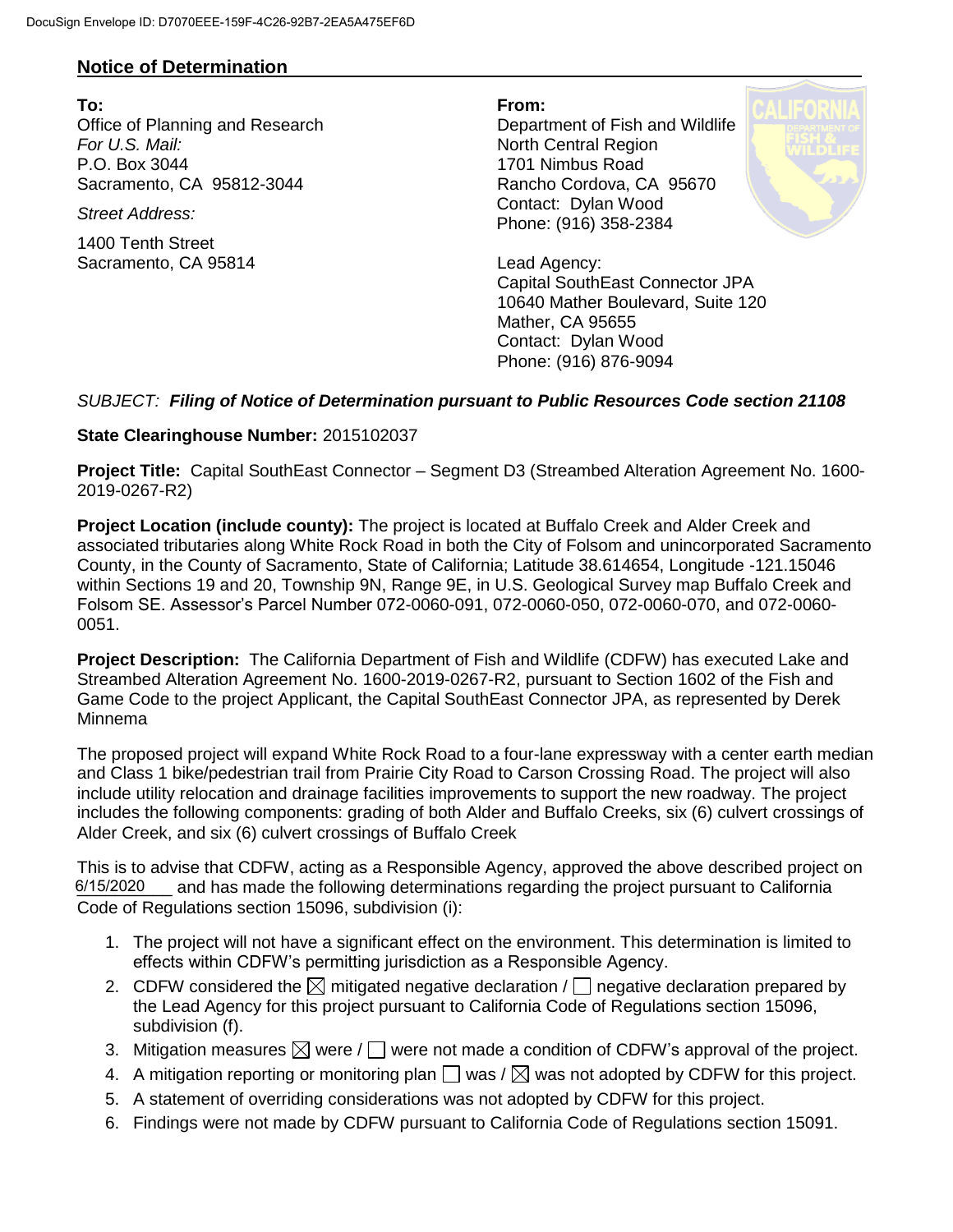## Notice of Determination

**To:**
Office of Planning and Research
*For U.S. Mail:*
P.O. Box 3044
Sacramento, CA 95812-3044

*Street Address:*

1400 Tenth Street
Sacramento, CA 95814

**From:**
Department of Fish and Wildlife
North Central Region
1701 Nimbus Road
Rancho Cordova, CA 95670
Contact: Dylan Wood
Phone: (916) 358-2384

Lead Agency:
Capital SouthEast Connector JPA
10640 Mather Boulevard, Suite 120
Mather, CA 95655
Contact: Dylan Wood
Phone: (916) 876-9094

*SUBJECT:* ***Filing of Notice of Determination pursuant to Public Resources Code section 21108***

**State Clearinghouse Number:** 2015102037

**Project Title:** Capital SouthEast Connector – Segment D3 (Streambed Alteration Agreement No. 1600-2019-0267-R2)

**Project Location (include county):** The project is located at Buffalo Creek and Alder Creek and associated tributaries along White Rock Road in both the City of Folsom and unincorporated Sacramento County, in the County of Sacramento, State of California; Latitude 38.614654, Longitude -121.15046 within Sections 19 and 20, Township 9N, Range 9E, in U.S. Geological Survey map Buffalo Creek and Folsom SE. Assessor's Parcel Number 072-0060-091, 072-0060-050, 072-0060-070, and 072-0060-0051.

**Project Description:** The California Department of Fish and Wildlife (CDFW) has executed Lake and Streambed Alteration Agreement No. 1600-2019-0267-R2, pursuant to Section 1602 of the Fish and Game Code to the project Applicant, the Capital SouthEast Connector JPA, as represented by Derek Minnema

The proposed project will expand White Rock Road to a four-lane expressway with a center earth median and Class 1 bike/pedestrian trail from Prairie City Road to Carson Crossing Road. The project will also include utility relocation and drainage facilities improvements to support the new roadway. The project includes the following components: grading of both Alder and Buffalo Creeks, six (6) culvert crossings of Alder Creek, and six (6) culvert crossings of Buffalo Creek

This is to advise that CDFW, acting as a Responsible Agency, approved the above described project on 6/15/2020 and has made the following determinations regarding the project pursuant to California Code of Regulations section 15096, subdivision (i):

1. The project will not have a significant effect on the environment. This determination is limited to effects within CDFW's permitting jurisdiction as a Responsible Agency.
2. CDFW considered the ☒ mitigated negative declaration / ☐ negative declaration prepared by the Lead Agency for this project pursuant to California Code of Regulations section 15096, subdivision (f).
3. Mitigation measures ☒ were / ☐ were not made a condition of CDFW's approval of the project.
4. A mitigation reporting or monitoring plan ☐ was / ☒ was not adopted by CDFW for this project.
5. A statement of overriding considerations was not adopted by CDFW for this project.
6. Findings were not made by CDFW pursuant to California Code of Regulations section 15091.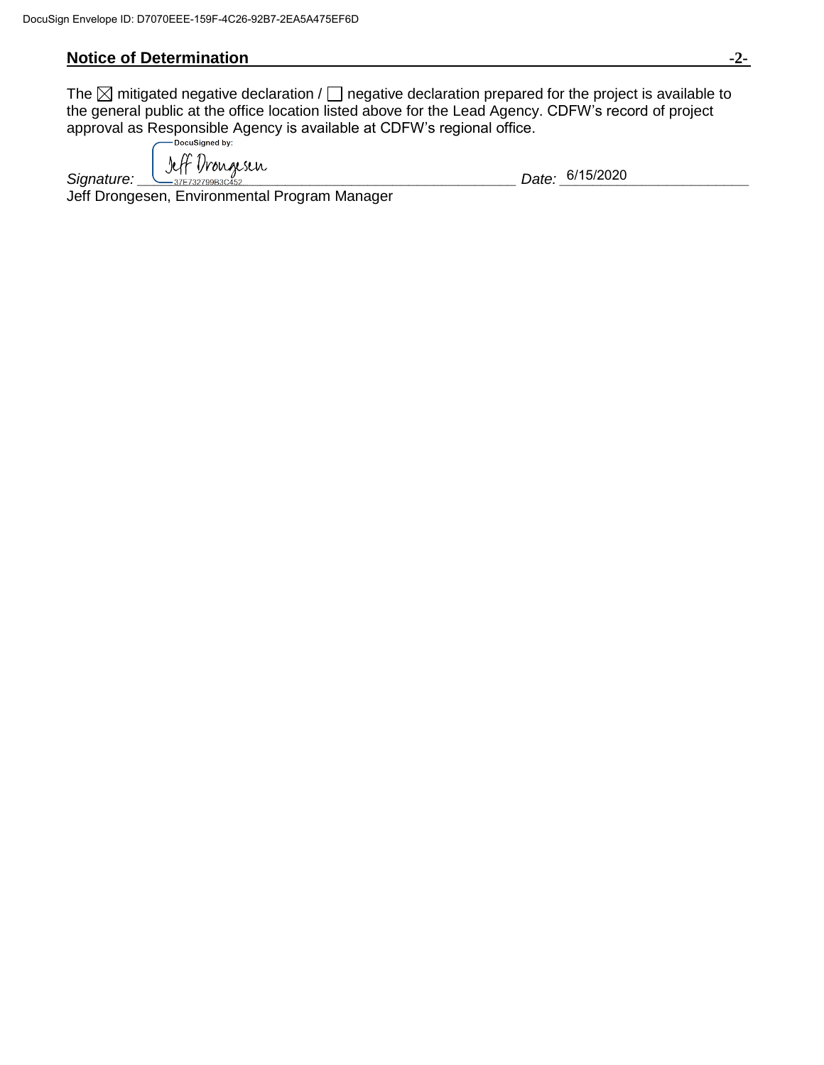**Notice of Determination**

The ☒ mitigated negative declaration / ☐ negative declaration prepared for the project is available to the general public at the office location listed above for the Lead Agency. CDFW's record of project approval as Responsible Agency is available at CDFW's regional office.

*Signature:* Jeff Drongesen *Date:* 6/15/2020

Jeff Drongesen, Environmental Program Manager